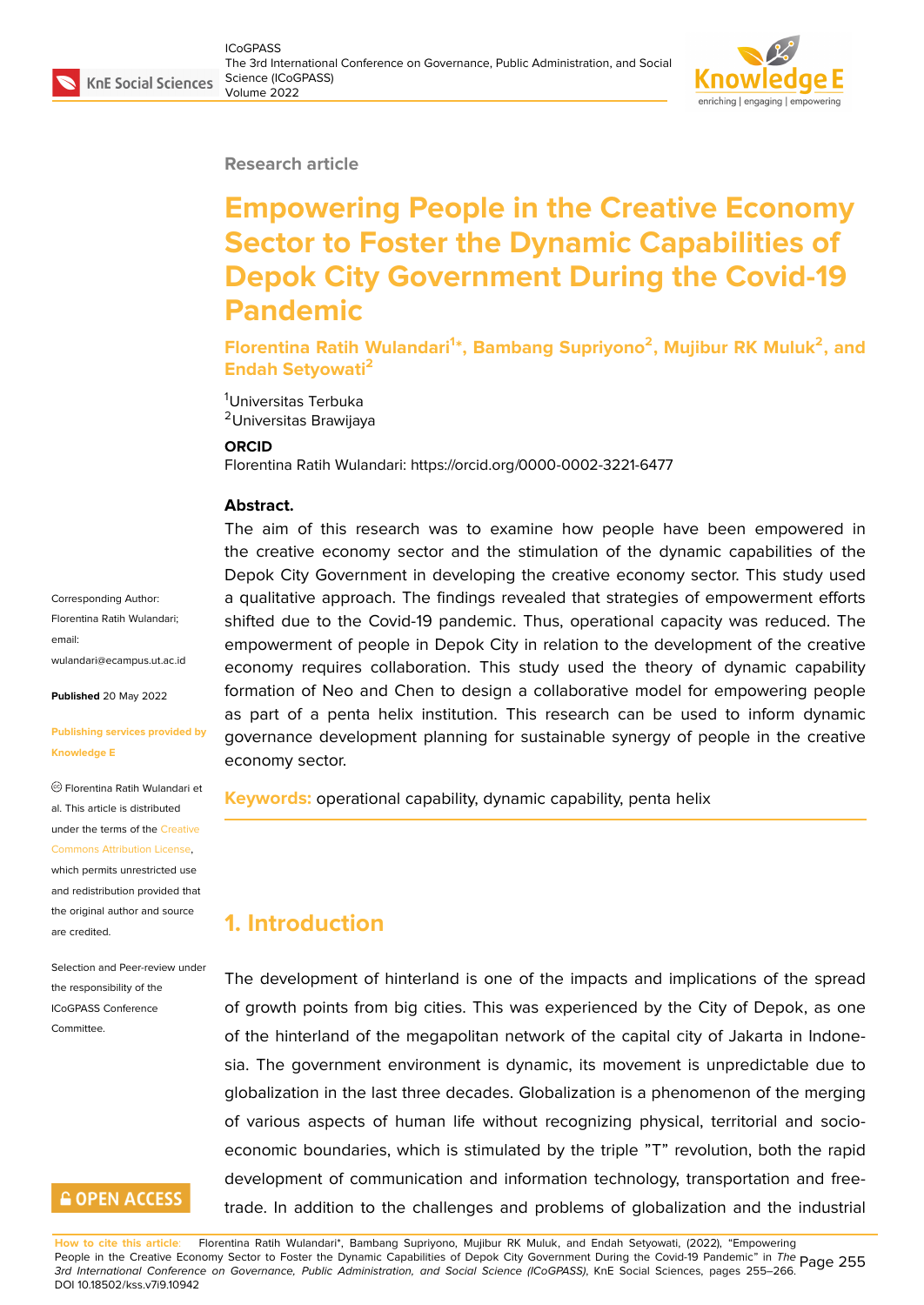Research article

# Empowering People in the Creative Economy Sector to Foster the Dynamic Capabilities of Depok City Government During the Covid-19 Pandemic

**Florentina Ratih Wulandari[1]*, Bambang Supriyono[2], Mujibur RK Muluk[2], and Endah Setyowati[2]**

[1]Universitas Terbuka
[2]Universitas Brawijaya

**ORCID**

Florentina Ratih Wulandari: https://orcid.org/0000-0002-3221-6477

Corresponding Author: Florentina Ratih Wulandari; email: wulandari@ecampus.ut.ac.id

**Published** 20 May 2022

**Publishing services provided by Knowledge E**

© Florentina Ratih Wulandari et al. This article is distributed under the terms of the Creative Commons Attribution License, which permits unrestricted use and redistribution provided that the original author and source are credited.

Selection and Peer-review under the responsibility of the ICoGPASS Conference Committee.

**Abstract.**

The aim of this research was to examine how people have been empowered in the creative economy sector and the stimulation of the dynamic capabilities of the Depok City Government in developing the creative economy sector. This study used a qualitative approach. The findings revealed that strategies of empowerment efforts shifted due to the Covid-19 pandemic. Thus, operational capacity was reduced. The empowerment of people in Depok City in relation to the development of the creative economy requires collaboration. This study used the theory of dynamic capability formation of Neo and Chen to design a collaborative model for empowering people as part of a penta helix institution. This research can be used to inform dynamic governance development planning for sustainable synergy of people in the creative economy sector.

**Keywords:** operational capability, dynamic capability, penta helix

## 1. Introduction

The development of hinterland is one of the impacts and implications of the spread of growth points from big cities. This was experienced by the City of Depok, as one of the hinterland of the megapolitan network of the capital city of Jakarta in Indonesia. The government environment is dynamic, its movement is unpredictable due to globalization in the last three decades. Globalization is a phenomenon of the merging of various aspects of human life without recognizing physical, territorial and socio-economic boundaries, which is stimulated by the triple "T" revolution, both the rapid development of communication and information technology, transportation and free-trade. In addition to the challenges and problems of globalization and the industrial

**How to cite this article**: Florentina Ratih Wulandari*, Bambang Supriyono, Mujibur RK Muluk, and Endah Setyowati, (2022), "Empowering People in the Creative Economy Sector to Foster the Dynamic Capabilities of Depok City Government During the Covid-19 Pandemic" in *The 3rd International Conference on Governance, Public Administration, and Social Science (ICoGPASS)*, KnE Social Sciences, pages 255–266. DOI 10.18502/kss.v7i9.10942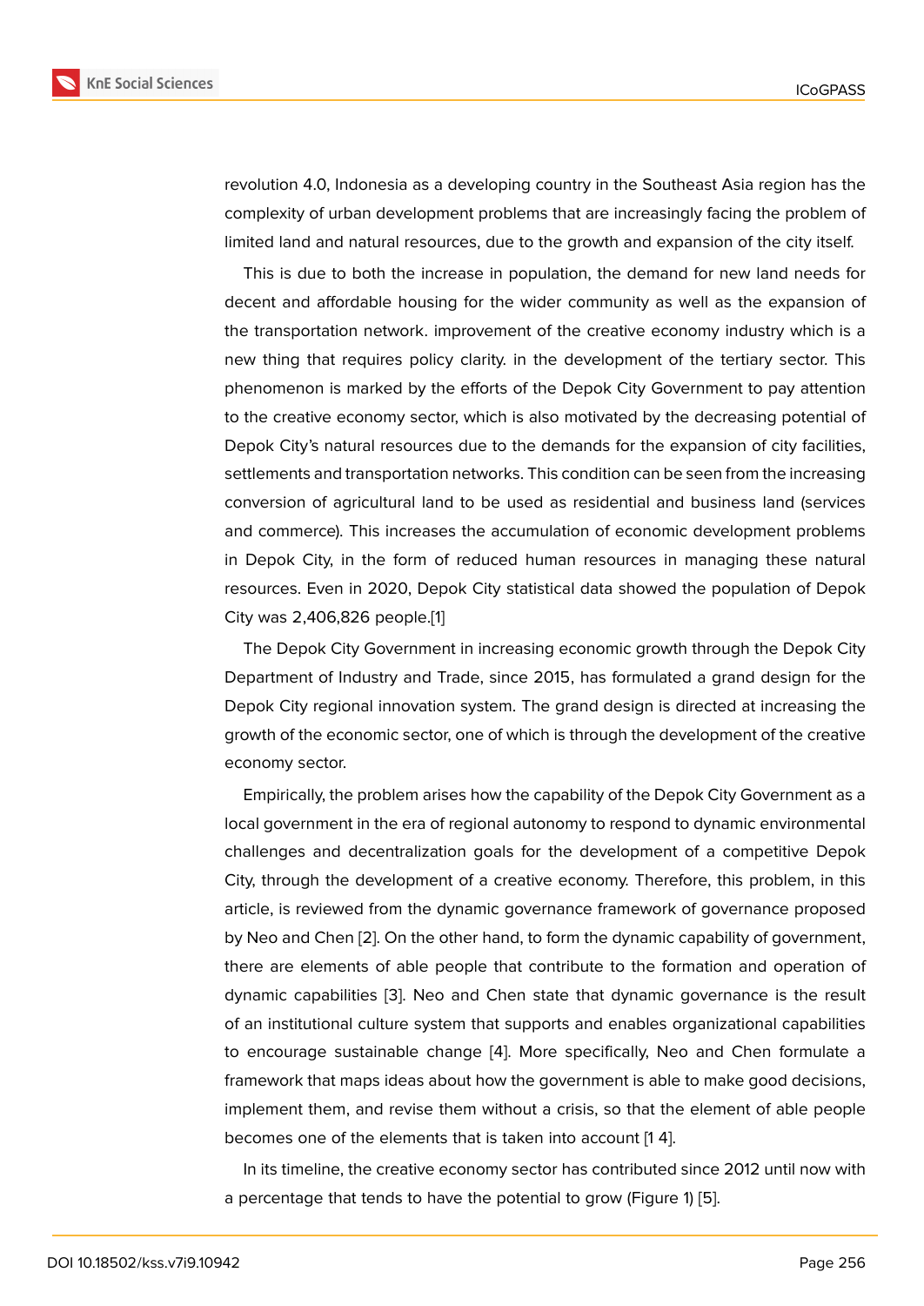revolution 4.0, Indonesia as a developing country in the Southeast Asia region has the complexity of urban development problems that are increasingly facing the problem of limited land and natural resources, due to the growth and expansion of the city itself.

This is due to both the increase in population, the demand for new land needs for decent and affordable housing for the wider community as well as the expansion of the transportation network. improvement of the creative economy industry which is a new thing that requires policy clarity. in the development of the tertiary sector. This phenomenon is marked by the efforts of the Depok City Government to pay attention to the creative economy sector, which is also motivated by the decreasing potential of Depok City's natural resources due to the demands for the expansion of city facilities, settlements and transportation networks. This condition can be seen from the increasing conversion of agricultural land to be used as residential and business land (services and commerce). This increases the accumulation of economic development problems in Depok City, in the form of reduced human resources in managing these natural resources. Even in 2020, Depok City statistical data showed the population of Depok City was 2,406,826 people.[1]

The Depok City Government in increasing economic growth through the Depok City Department of Industry and Trade, since 2015, has formulated a grand design for the Depok City regional innovation system. The grand design is directed at increasing the growth of the economic sector, one of which is through the development of the creative economy sector.

Empirically, the problem arises how the capability of the Depok City Government as a local government in the era of regional autonomy to respond to dynamic environmental challenges and decentralization goals for the development of a competitive Depok City, through the development of a creative economy. Therefore, this problem, in this article, is reviewed from the dynamic governance framework of governance proposed by Neo and Chen [2]. On the other hand, to form the dynamic capability of government, there are elements of able people that contribute to the formation and operation of dynamic capabilities [3]. Neo and Chen state that dynamic governance is the result of an institutional culture system that supports and enables organizational capabilities to encourage sustainable change [4]. More specifically, Neo and Chen formulate a framework that maps ideas about how the government is able to make good decisions, implement them, and revise them without a crisis, so that the element of able people becomes one of the elements that is taken into account [1 4].

In its timeline, the creative economy sector has contributed since 2012 until now with a percentage that tends to have the potential to grow (Figure 1) [5].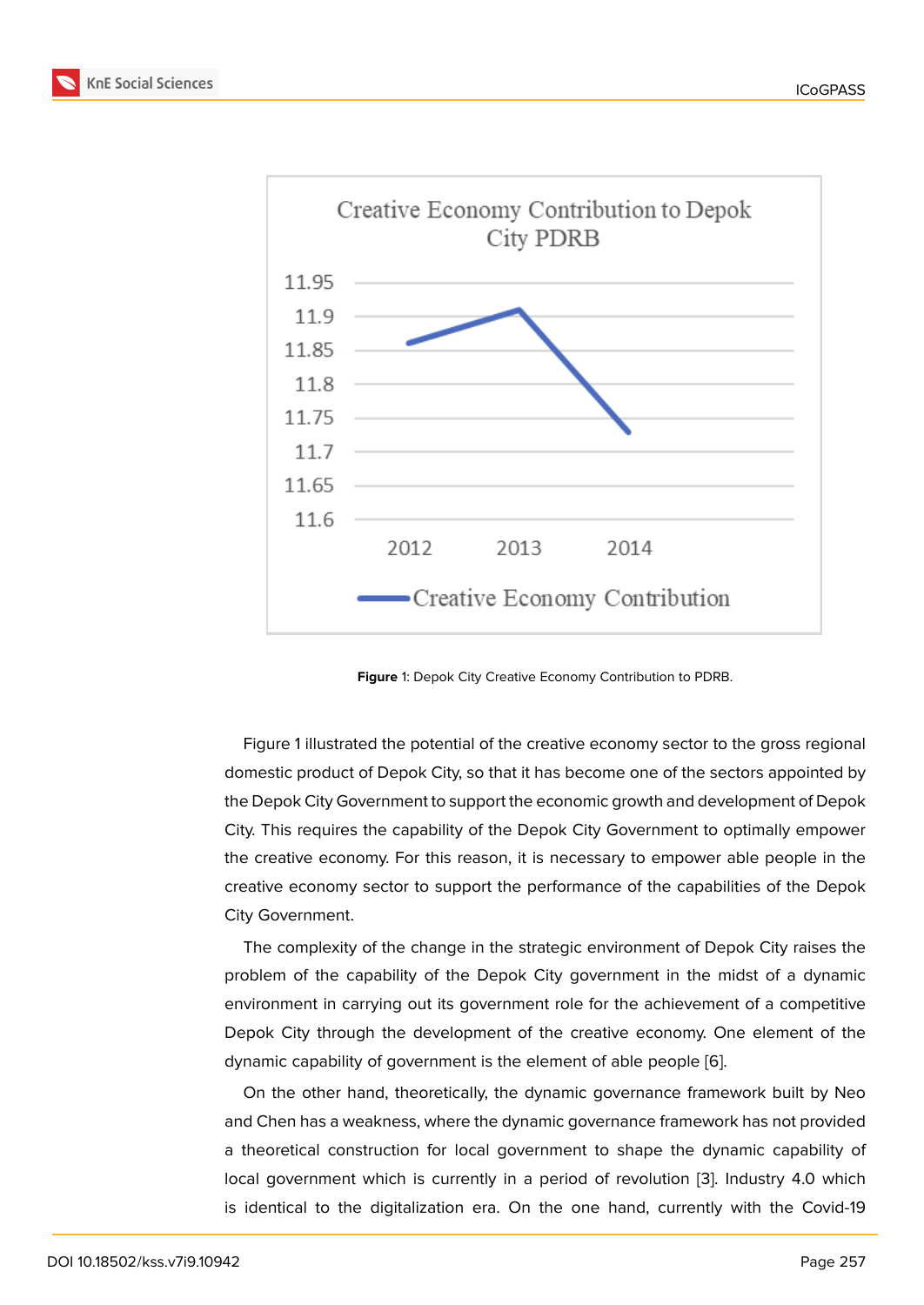**Figure** 1: Depok City Creative Economy Contribution to PDRB.

Figure 1 illustrated the potential of the creative economy sector to the gross regional domestic product of Depok City, so that it has become one of the sectors appointed by the Depok City Government to support the economic growth and development of Depok City. This requires the capability of the Depok City Government to optimally empower the creative economy. For this reason, it is necessary to empower able people in the creative economy sector to support the performance of the capabilities of the Depok City Government.

The complexity of the change in the strategic environment of Depok City raises the problem of the capability of the Depok City government in the midst of a dynamic environment in carrying out its government role for the achievement of a competitive Depok City through the development of the creative economy. One element of the dynamic capability of government is the element of able people [6].

On the other hand, theoretically, the dynamic governance framework built by Neo and Chen has a weakness, where the dynamic governance framework has not provided a theoretical construction for local government to shape the dynamic capability of local government which is currently in a period of revolution [3]. Industry 4.0 which is identical to the digitalization era. On the one hand, currently with the Covid-19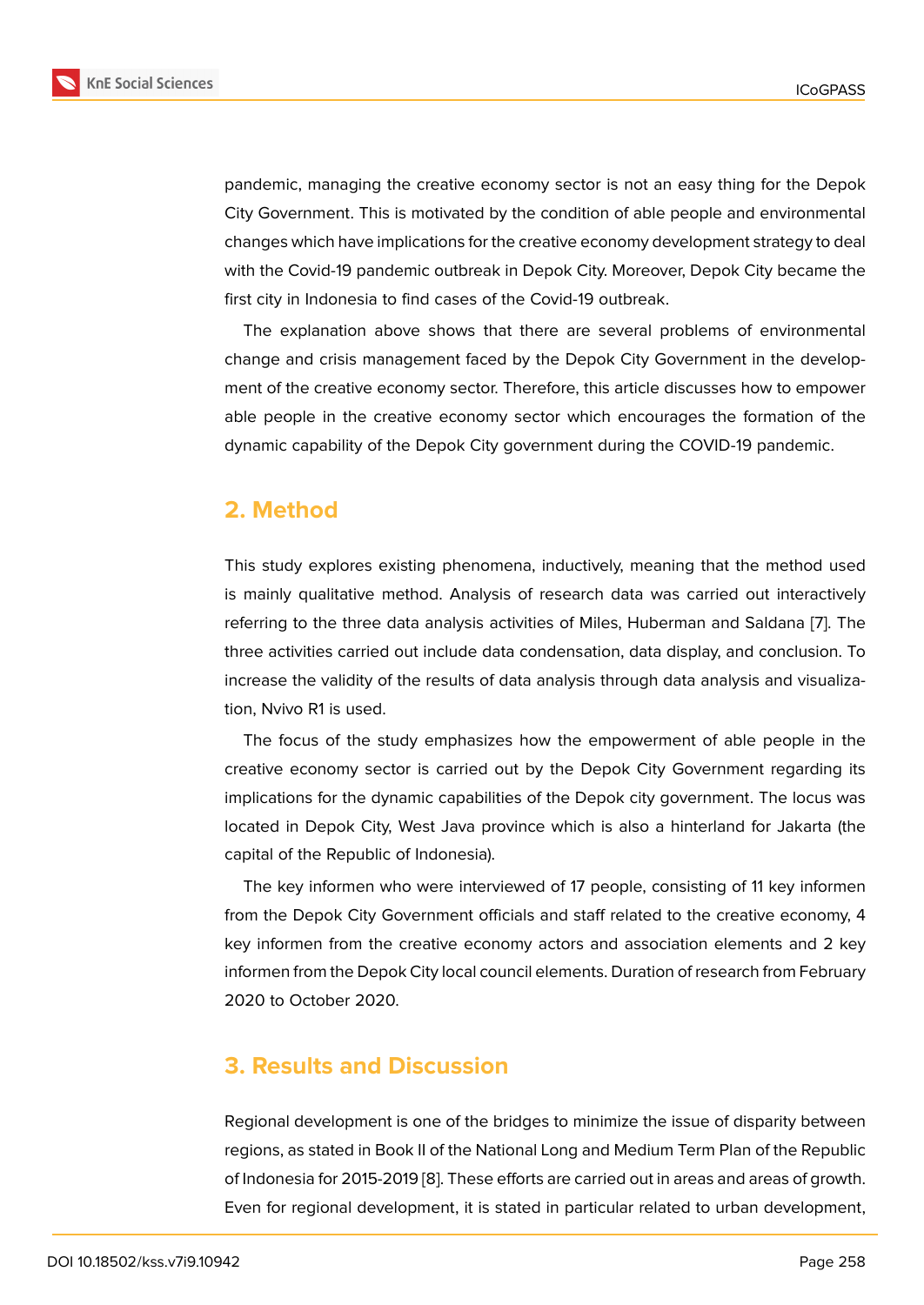pandemic, managing the creative economy sector is not an easy thing for the Depok City Government. This is motivated by the condition of able people and environmental changes which have implications for the creative economy development strategy to deal with the Covid-19 pandemic outbreak in Depok City. Moreover, Depok City became the first city in Indonesia to find cases of the Covid-19 outbreak.

The explanation above shows that there are several problems of environmental change and crisis management faced by the Depok City Government in the development of the creative economy sector. Therefore, this article discusses how to empower able people in the creative economy sector which encourages the formation of the dynamic capability of the Depok City government during the COVID-19 pandemic.

## 2. Method

This study explores existing phenomena, inductively, meaning that the method used is mainly qualitative method. Analysis of research data was carried out interactively referring to the three data analysis activities of Miles, Huberman and Saldana [7]. The three activities carried out include data condensation, data display, and conclusion. To increase the validity of the results of data analysis through data analysis and visualization, Nvivo R1 is used.

The focus of the study emphasizes how the empowerment of able people in the creative economy sector is carried out by the Depok City Government regarding its implications for the dynamic capabilities of the Depok city government. The locus was located in Depok City, West Java province which is also a hinterland for Jakarta (the capital of the Republic of Indonesia).

The key informen who were interviewed of 17 people, consisting of 11 key informen from the Depok City Government officials and staff related to the creative economy, 4 key informen from the creative economy actors and association elements and 2 key informen from the Depok City local council elements. Duration of research from February 2020 to October 2020.

## 3. Results and Discussion

Regional development is one of the bridges to minimize the issue of disparity between regions, as stated in Book II of the National Long and Medium Term Plan of the Republic of Indonesia for 2015-2019 [8]. These efforts are carried out in areas and areas of growth. Even for regional development, it is stated in particular related to urban development,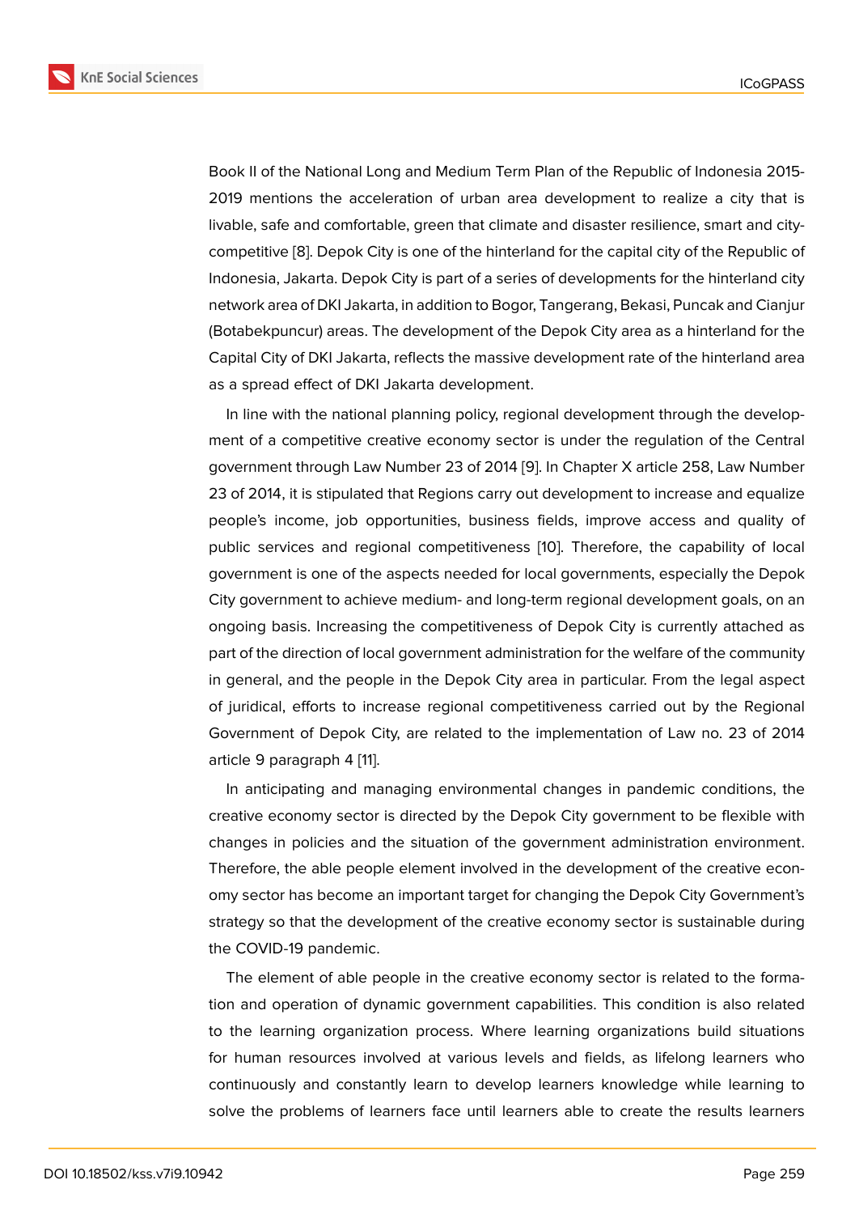Book II of the National Long and Medium Term Plan of the Republic of Indonesia 2015-2019 mentions the acceleration of urban area development to realize a city that is livable, safe and comfortable, green that climate and disaster resilience, smart and city-competitive [8]. Depok City is one of the hinterland for the capital city of the Republic of Indonesia, Jakarta. Depok City is part of a series of developments for the hinterland city network area of DKI Jakarta, in addition to Bogor, Tangerang, Bekasi, Puncak and Cianjur (Botabekpuncur) areas. The development of the Depok City area as a hinterland for the Capital City of DKI Jakarta, reflects the massive development rate of the hinterland area as a spread effect of DKI Jakarta development.

In line with the national planning policy, regional development through the development of a competitive creative economy sector is under the regulation of the Central government through Law Number 23 of 2014 [9]. In Chapter X article 258, Law Number 23 of 2014, it is stipulated that Regions carry out development to increase and equalize people's income, job opportunities, business fields, improve access and quality of public services and regional competitiveness [10]. Therefore, the capability of local government is one of the aspects needed for local governments, especially the Depok City government to achieve medium- and long-term regional development goals, on an ongoing basis. Increasing the competitiveness of Depok City is currently attached as part of the direction of local government administration for the welfare of the community in general, and the people in the Depok City area in particular. From the legal aspect of juridical, efforts to increase regional competitiveness carried out by the Regional Government of Depok City, are related to the implementation of Law no. 23 of 2014 article 9 paragraph 4 [11].

In anticipating and managing environmental changes in pandemic conditions, the creative economy sector is directed by the Depok City government to be flexible with changes in policies and the situation of the government administration environment. Therefore, the able people element involved in the development of the creative economy sector has become an important target for changing the Depok City Government's strategy so that the development of the creative economy sector is sustainable during the COVID-19 pandemic.

The element of able people in the creative economy sector is related to the formation and operation of dynamic government capabilities. This condition is also related to the learning organization process. Where learning organizations build situations for human resources involved at various levels and fields, as lifelong learners who continuously and constantly learn to develop learners knowledge while learning to solve the problems of learners face until learners able to create the results learners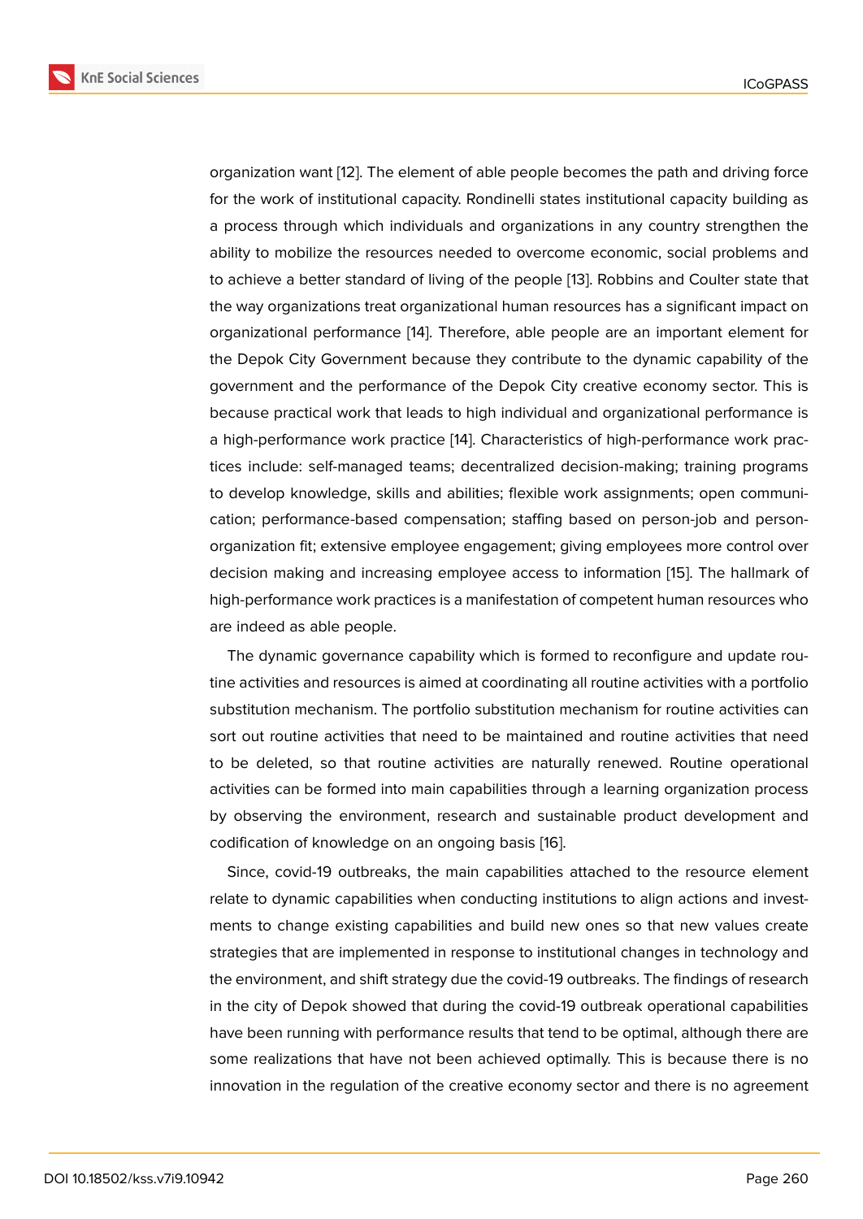organization want [12]. The element of able people becomes the path and driving force for the work of institutional capacity. Rondinelli states institutional capacity building as a process through which individuals and organizations in any country strengthen the ability to mobilize the resources needed to overcome economic, social problems and to achieve a better standard of living of the people [13]. Robbins and Coulter state that the way organizations treat organizational human resources has a significant impact on organizational performance [14]. Therefore, able people are an important element for the Depok City Government because they contribute to the dynamic capability of the government and the performance of the Depok City creative economy sector. This is because practical work that leads to high individual and organizational performance is a high-performance work practice [14]. Characteristics of high-performance work practices include: self-managed teams; decentralized decision-making; training programs to develop knowledge, skills and abilities; flexible work assignments; open communication; performance-based compensation; staffing based on person-job and person-organization fit; extensive employee engagement; giving employees more control over decision making and increasing employee access to information [15]. The hallmark of high-performance work practices is a manifestation of competent human resources who are indeed as able people.

The dynamic governance capability which is formed to reconfigure and update routine activities and resources is aimed at coordinating all routine activities with a portfolio substitution mechanism. The portfolio substitution mechanism for routine activities can sort out routine activities that need to be maintained and routine activities that need to be deleted, so that routine activities are naturally renewed. Routine operational activities can be formed into main capabilities through a learning organization process by observing the environment, research and sustainable product development and codification of knowledge on an ongoing basis [16].

Since, covid-19 outbreaks, the main capabilities attached to the resource element relate to dynamic capabilities when conducting institutions to align actions and investments to change existing capabilities and build new ones so that new values create strategies that are implemented in response to institutional changes in technology and the environment, and shift strategy due the covid-19 outbreaks. The findings of research in the city of Depok showed that during the covid-19 outbreak operational capabilities have been running with performance results that tend to be optimal, although there are some realizations that have not been achieved optimally. This is because there is no innovation in the regulation of the creative economy sector and there is no agreement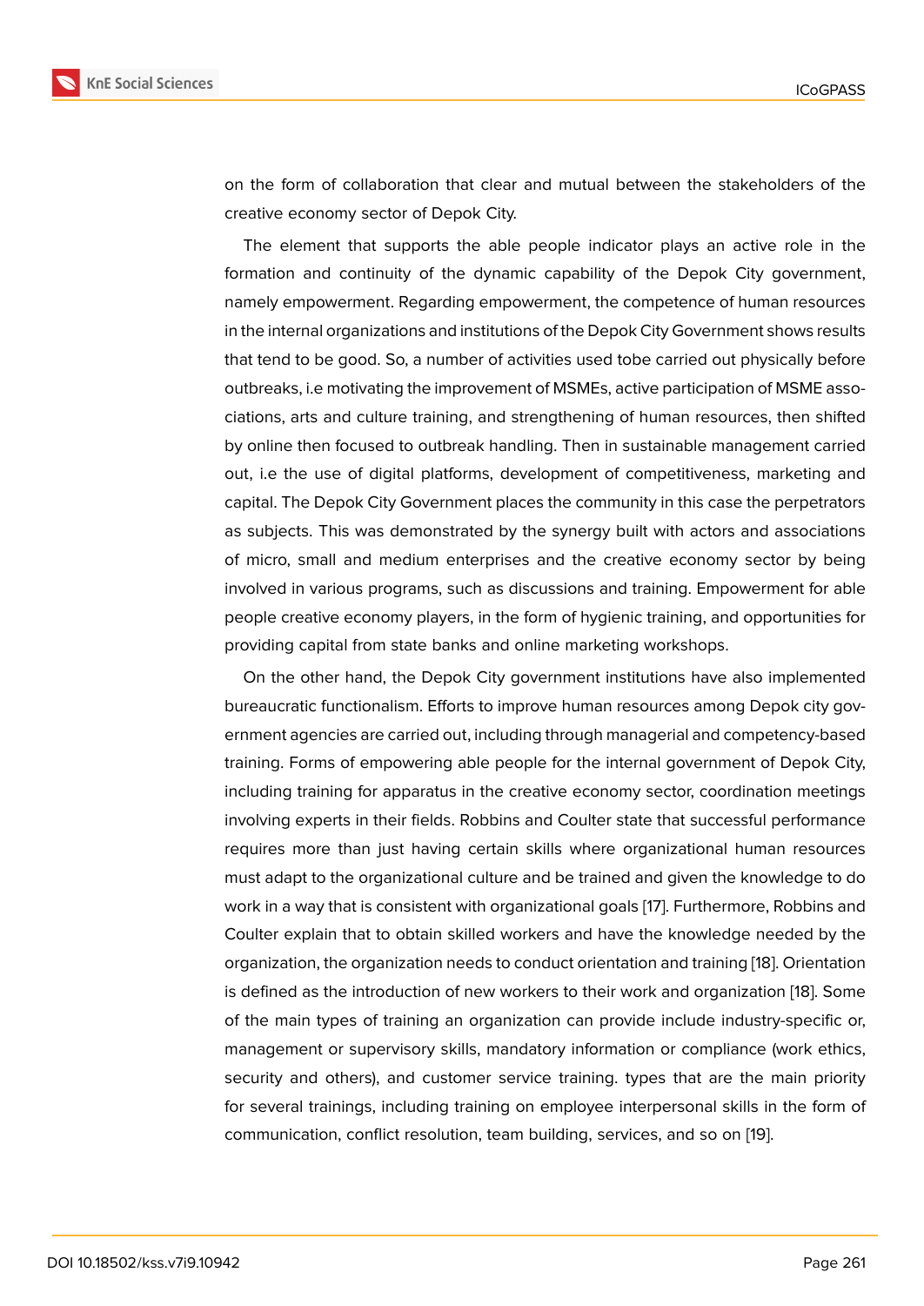on the form of collaboration that clear and mutual between the stakeholders of the creative economy sector of Depok City.

The element that supports the able people indicator plays an active role in the formation and continuity of the dynamic capability of the Depok City government, namely empowerment. Regarding empowerment, the competence of human resources in the internal organizations and institutions of the Depok City Government shows results that tend to be good. So, a number of activities used tobe carried out physically before outbreaks, i.e motivating the improvement of MSMEs, active participation of MSME associations, arts and culture training, and strengthening of human resources, then shifted by online then focused to outbreak handling. Then in sustainable management carried out, i.e the use of digital platforms, development of competitiveness, marketing and capital. The Depok City Government places the community in this case the perpetrators as subjects. This was demonstrated by the synergy built with actors and associations of micro, small and medium enterprises and the creative economy sector by being involved in various programs, such as discussions and training. Empowerment for able people creative economy players, in the form of hygienic training, and opportunities for providing capital from state banks and online marketing workshops.

On the other hand, the Depok City government institutions have also implemented bureaucratic functionalism. Efforts to improve human resources among Depok city government agencies are carried out, including through managerial and competency-based training. Forms of empowering able people for the internal government of Depok City, including training for apparatus in the creative economy sector, coordination meetings involving experts in their fields. Robbins and Coulter state that successful performance requires more than just having certain skills where organizational human resources must adapt to the organizational culture and be trained and given the knowledge to do work in a way that is consistent with organizational goals [17]. Furthermore, Robbins and Coulter explain that to obtain skilled workers and have the knowledge needed by the organization, the organization needs to conduct orientation and training [18]. Orientation is defined as the introduction of new workers to their work and organization [18]. Some of the main types of training an organization can provide include industry-specific or, management or supervisory skills, mandatory information or compliance (work ethics, security and others), and customer service training. types that are the main priority for several trainings, including training on employee interpersonal skills in the form of communication, conflict resolution, team building, services, and so on [19].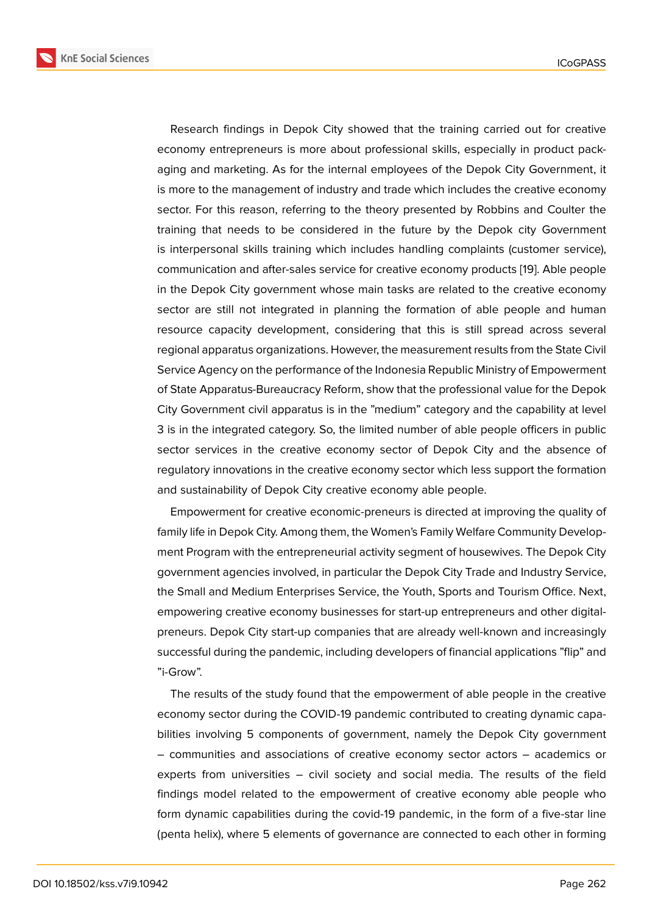Research findings in Depok City showed that the training carried out for creative economy entrepreneurs is more about professional skills, especially in product packaging and marketing. As for the internal employees of the Depok City Government, it is more to the management of industry and trade which includes the creative economy sector. For this reason, referring to the theory presented by Robbins and Coulter the training that needs to be considered in the future by the Depok city Government is interpersonal skills training which includes handling complaints (customer service), communication and after-sales service for creative economy products [19]. Able people in the Depok City government whose main tasks are related to the creative economy sector are still not integrated in planning the formation of able people and human resource capacity development, considering that this is still spread across several regional apparatus organizations. However, the measurement results from the State Civil Service Agency on the performance of the Indonesia Republic Ministry of Empowerment of State Apparatus-Bureaucracy Reform, show that the professional value for the Depok City Government civil apparatus is in the "medium" category and the capability at level 3 is in the integrated category. So, the limited number of able people officers in public sector services in the creative economy sector of Depok City and the absence of regulatory innovations in the creative economy sector which less support the formation and sustainability of Depok City creative economy able people.

Empowerment for creative economic-preneurs is directed at improving the quality of family life in Depok City. Among them, the Women's Family Welfare Community Development Program with the entrepreneurial activity segment of housewives. The Depok City government agencies involved, in particular the Depok City Trade and Industry Service, the Small and Medium Enterprises Service, the Youth, Sports and Tourism Office. Next, empowering creative economy businesses for start-up entrepreneurs and other digitalpreneurs. Depok City start-up companies that are already well-known and increasingly successful during the pandemic, including developers of financial applications "flip" and "i-Grow".

The results of the study found that the empowerment of able people in the creative economy sector during the COVID-19 pandemic contributed to creating dynamic capabilities involving 5 components of government, namely the Depok City government – communities and associations of creative economy sector actors – academics or experts from universities – civil society and social media. The results of the field findings model related to the empowerment of creative economy able people who form dynamic capabilities during the covid-19 pandemic, in the form of a five-star line (penta helix), where 5 elements of governance are connected to each other in forming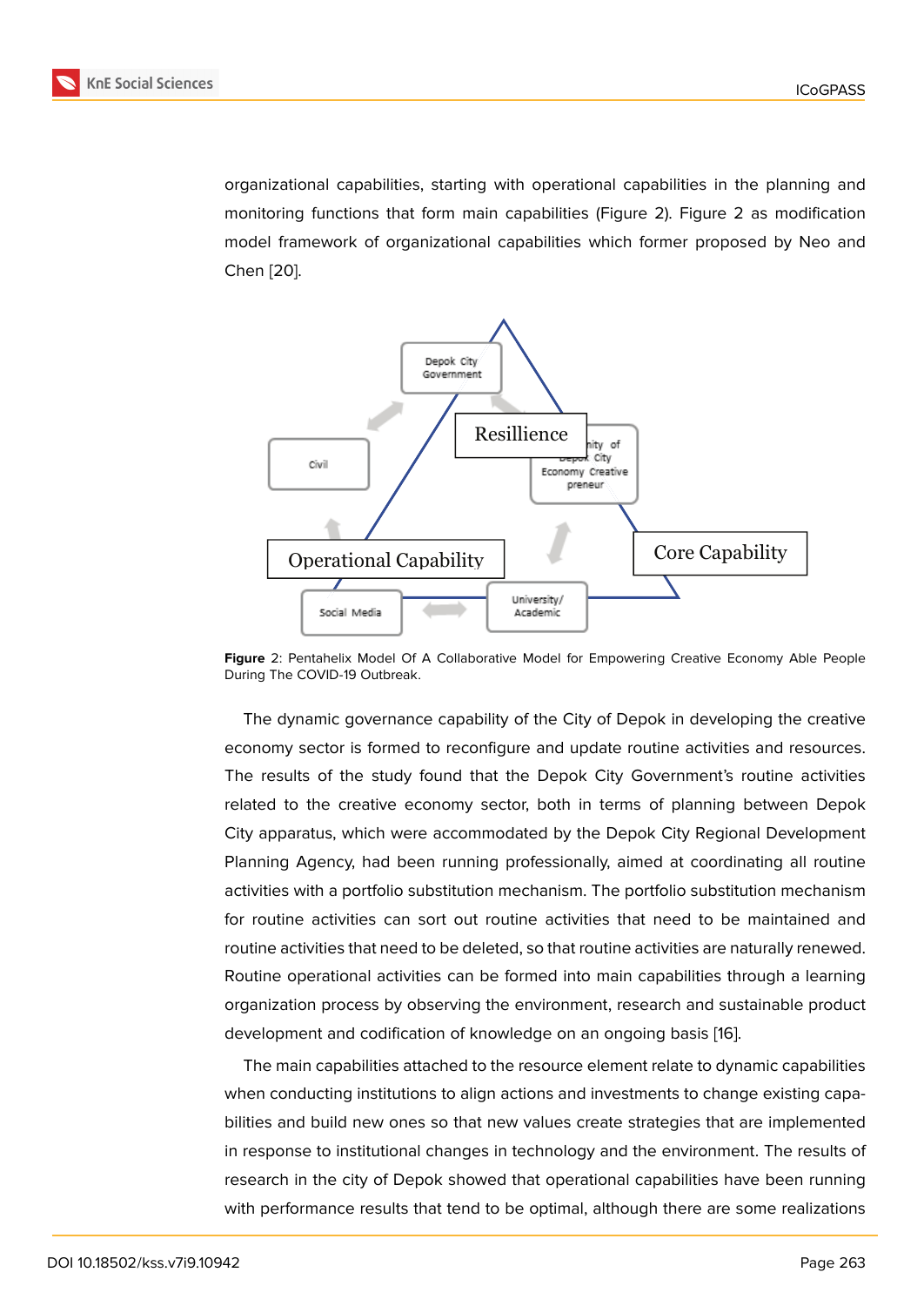organizational capabilities, starting with operational capabilities in the planning and monitoring functions that form main capabilities (Figure 2). Figure 2 as modification model framework of organizational capabilities which former proposed by Neo and Chen [20].

**Figure** 2: Pentahelix Model Of A Collaborative Model for Empowering Creative Economy Able People During The COVID-19 Outbreak.

The dynamic governance capability of the City of Depok in developing the creative economy sector is formed to reconfigure and update routine activities and resources. The results of the study found that the Depok City Government's routine activities related to the creative economy sector, both in terms of planning between Depok City apparatus, which were accommodated by the Depok City Regional Development Planning Agency, had been running professionally, aimed at coordinating all routine activities with a portfolio substitution mechanism. The portfolio substitution mechanism for routine activities can sort out routine activities that need to be maintained and routine activities that need to be deleted, so that routine activities are naturally renewed. Routine operational activities can be formed into main capabilities through a learning organization process by observing the environment, research and sustainable product development and codification of knowledge on an ongoing basis [16].

The main capabilities attached to the resource element relate to dynamic capabilities when conducting institutions to align actions and investments to change existing capabilities and build new ones so that new values create strategies that are implemented in response to institutional changes in technology and the environment. The results of research in the city of Depok showed that operational capabilities have been running with performance results that tend to be optimal, although there are some realizations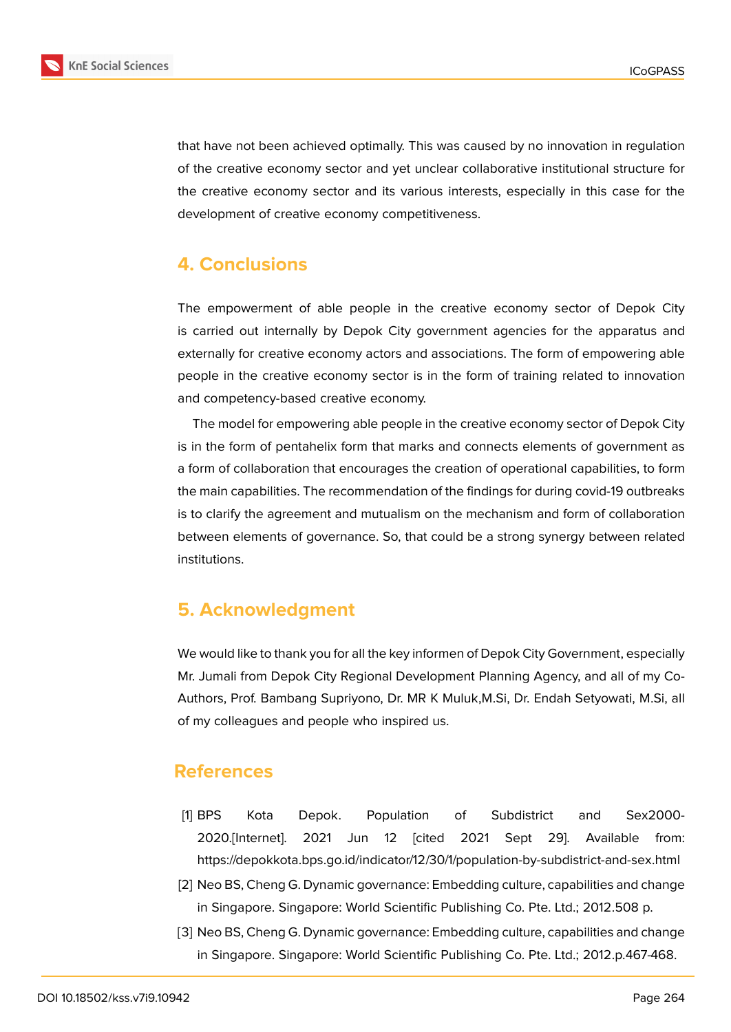that have not been achieved optimally. This was caused by no innovation in regulation of the creative economy sector and yet unclear collaborative institutional structure for the creative economy sector and its various interests, especially in this case for the development of creative economy competitiveness.

## 4. Conclusions

The empowerment of able people in the creative economy sector of Depok City is carried out internally by Depok City government agencies for the apparatus and externally for creative economy actors and associations. The form of empowering able people in the creative economy sector is in the form of training related to innovation and competency-based creative economy.

The model for empowering able people in the creative economy sector of Depok City is in the form of pentahelix form that marks and connects elements of government as a form of collaboration that encourages the creation of operational capabilities, to form the main capabilities. The recommendation of the findings for during covid-19 outbreaks is to clarify the agreement and mutualism on the mechanism and form of collaboration between elements of governance. So, that could be a strong synergy between related institutions.

## 5. Acknowledgment

We would like to thank you for all the key informen of Depok City Government, especially Mr. Jumali from Depok City Regional Development Planning Agency, and all of my Co-Authors, Prof. Bambang Supriyono, Dr. MR K Muluk,M.Si, Dr. Endah Setyowati, M.Si, all of my colleagues and people who inspired us.

## References

[1] BPS Kota Depok. Population of Subdistrict and Sex2000-2020.[Internet]. 2021 Jun 12 [cited 2021 Sept 29]. Available from: https://depokkota.bps.go.id/indicator/12/30/1/population-by-subdistrict-and-sex.html

[2] Neo BS, Cheng G. Dynamic governance: Embedding culture, capabilities and change in Singapore. Singapore: World Scientific Publishing Co. Pte. Ltd.; 2012.508 p.

[3] Neo BS, Cheng G. Dynamic governance: Embedding culture, capabilities and change in Singapore. Singapore: World Scientific Publishing Co. Pte. Ltd.; 2012.p.467-468.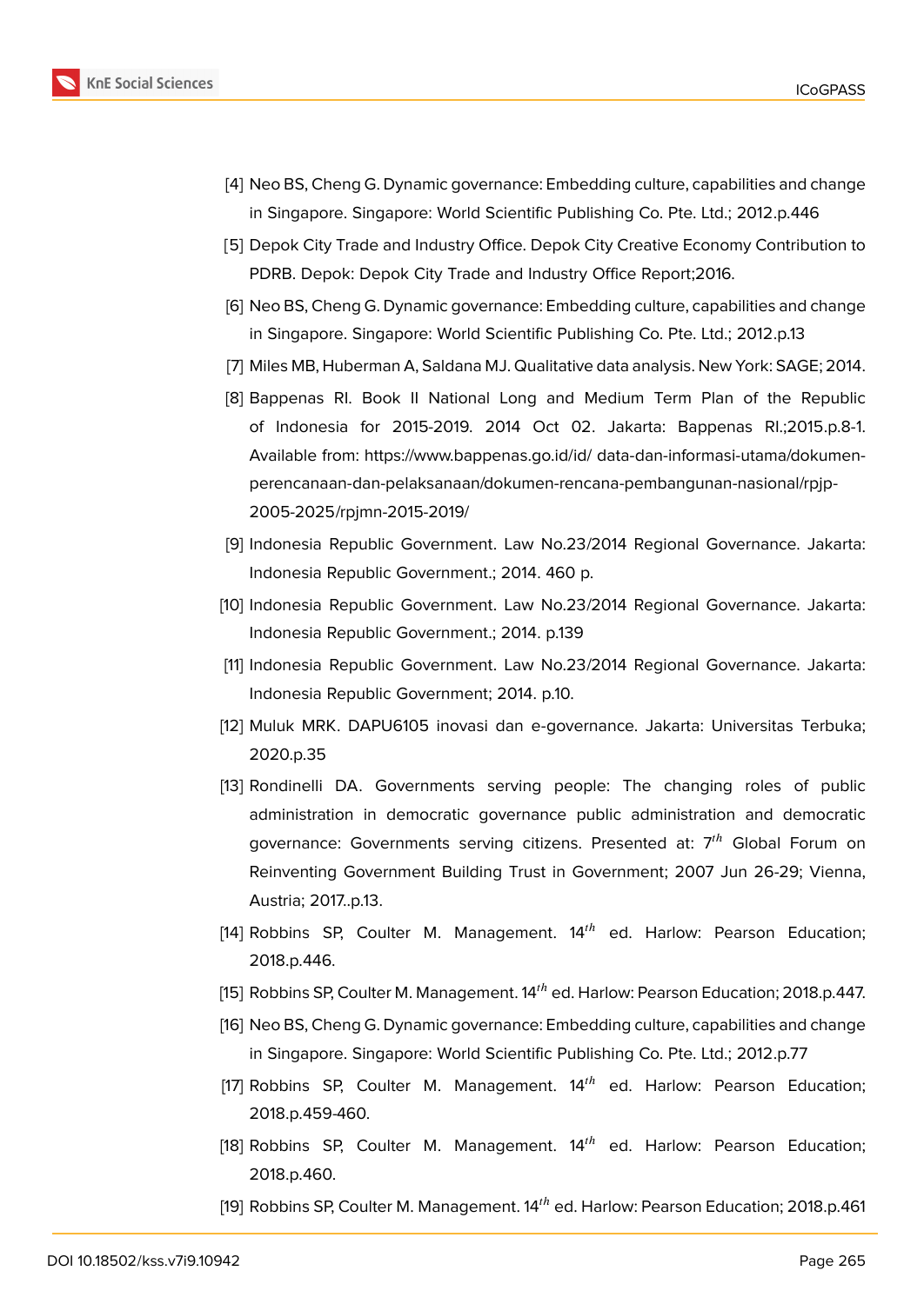[4] Neo BS, Cheng G. Dynamic governance: Embedding culture, capabilities and change in Singapore. Singapore: World Scientific Publishing Co. Pte. Ltd.; 2012.p.446

[5] Depok City Trade and Industry Office. Depok City Creative Economy Contribution to PDRB. Depok: Depok City Trade and Industry Office Report;2016.

[6] Neo BS, Cheng G. Dynamic governance: Embedding culture, capabilities and change in Singapore. Singapore: World Scientific Publishing Co. Pte. Ltd.; 2012.p.13

[7] Miles MB, Huberman A, Saldana MJ. Qualitative data analysis. New York: SAGE; 2014.

[8] Bappenas RI. Book II National Long and Medium Term Plan of the Republic of Indonesia for 2015-2019. 2014 Oct 02. Jakarta: Bappenas RI.;2015.p.8-1. Available from: https://www.bappenas.go.id/id/ data-dan-informasi-utama/dokumen-perencanaan-dan-pelaksanaan/dokumen-rencana-pembangunan-nasional/rpjp-2005-2025/rpjmn-2015-2019/

[9] Indonesia Republic Government. Law No.23/2014 Regional Governance. Jakarta: Indonesia Republic Government.; 2014. 460 p.

[10] Indonesia Republic Government. Law No.23/2014 Regional Governance. Jakarta: Indonesia Republic Government.; 2014. p.139

[11] Indonesia Republic Government. Law No.23/2014 Regional Governance. Jakarta: Indonesia Republic Government; 2014. p.10.

[12] Muluk MRK. DAPU6105 inovasi dan e-governance. Jakarta: Universitas Terbuka; 2020.p.35

[13] Rondinelli DA. Governments serving people: The changing roles of public administration in democratic governance public administration and democratic governance: Governments serving citizens. Presented at: 7$^{th}$ Global Forum on Reinventing Government Building Trust in Government; 2007 Jun 26-29; Vienna, Austria; 2017..p.13.

[14] Robbins SP, Coulter M. Management. 14$^{th}$ ed. Harlow: Pearson Education; 2018.p.446.

[15] Robbins SP, Coulter M. Management. 14$^{th}$ ed. Harlow: Pearson Education; 2018.p.447.

[16] Neo BS, Cheng G. Dynamic governance: Embedding culture, capabilities and change in Singapore. Singapore: World Scientific Publishing Co. Pte. Ltd.; 2012.p.77

[17] Robbins SP, Coulter M. Management. 14$^{th}$ ed. Harlow: Pearson Education; 2018.p.459-460.

[18] Robbins SP, Coulter M. Management. 14$^{th}$ ed. Harlow: Pearson Education; 2018.p.460.

[19] Robbins SP, Coulter M. Management. 14$^{th}$ ed. Harlow: Pearson Education; 2018.p.461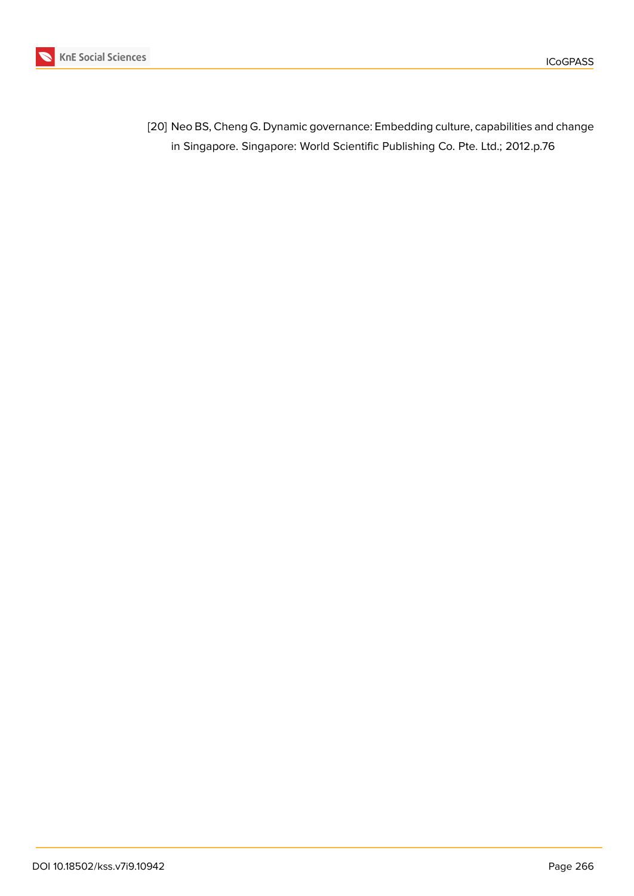[20] Neo BS, Cheng G. Dynamic governance: Embedding culture, capabilities and change in Singapore. Singapore: World Scientific Publishing Co. Pte. Ltd.; 2012.p.76